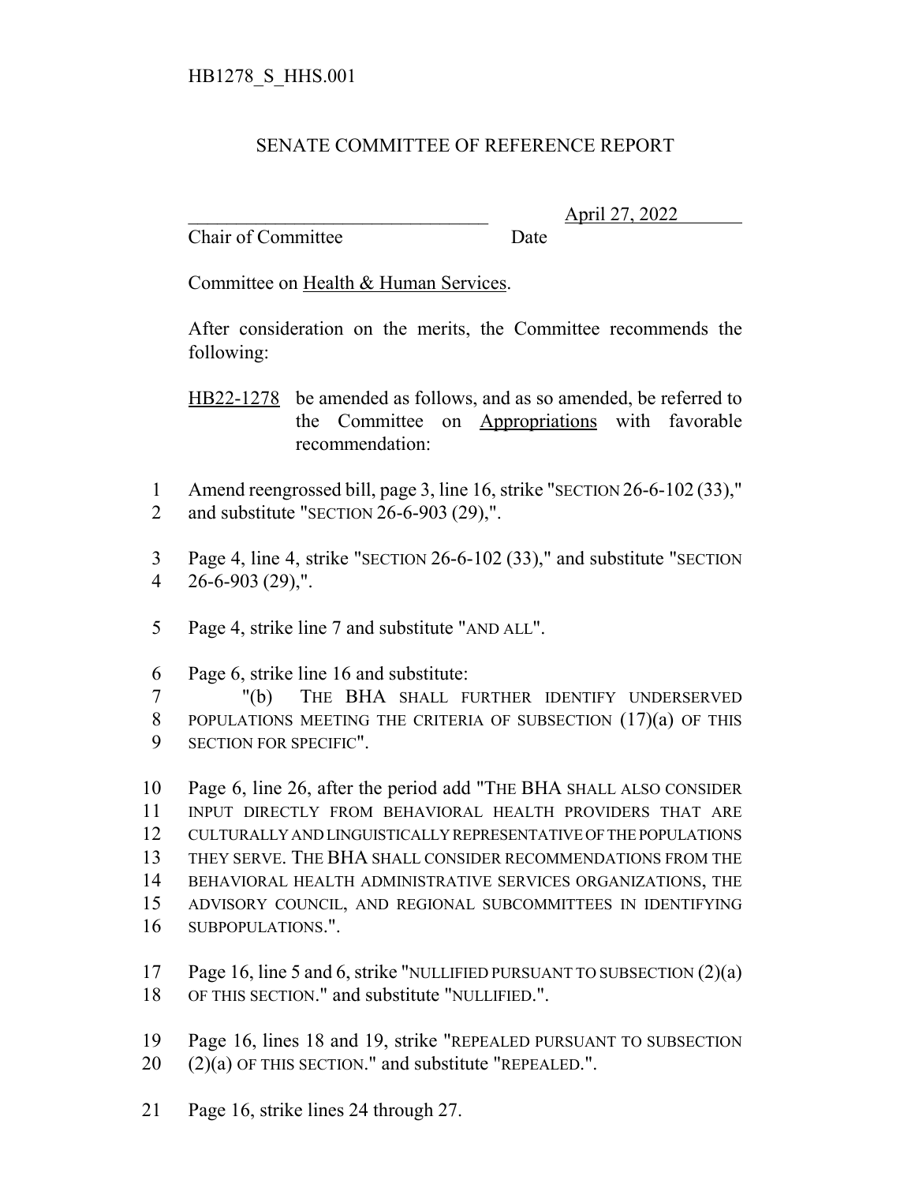HB1278_S_HHS.001

## SENATE COMMITTEE OF REFERENCE REPORT

\_\_\_\_\_\_\_\_\_\_\_\_\_\_\_\_\_\_\_\_\_\_\_\_\_\_\_\_\_\_\_\_ April 27, 2022
Chair of Committee Date

Committee on Health & Human Services.

After consideration on the merits, the Committee recommends the following:

HB22-1278 be amended as follows, and as so amended, be referred to the Committee on Appropriations with favorable recommendation:

1 Amend reengrossed bill, page 3, line 16, strike "SECTION 26-6-102 (33),"
2 and substitute "SECTION 26-6-903 (29),".

3 Page 4, line 4, strike "SECTION 26-6-102 (33)," and substitute "SECTION
4 26-6-903 (29),".

5 Page 4, strike line 7 and substitute "AND ALL".

6 Page 6, strike line 16 and substitute:
7 "(b) THE BHA SHALL FURTHER IDENTIFY UNDERSERVED
8 POPULATIONS MEETING THE CRITERIA OF SUBSECTION (17)(a) OF THIS
9 SECTION FOR SPECIFIC".

10 Page 6, line 26, after the period add "THE BHA SHALL ALSO CONSIDER
11 INPUT DIRECTLY FROM BEHAVIORAL HEALTH PROVIDERS THAT ARE
12 CULTURALLY AND LINGUISTICALLY REPRESENTATIVE OF THE POPULATIONS
13 THEY SERVE. THE BHA SHALL CONSIDER RECOMMENDATIONS FROM THE
14 BEHAVIORAL HEALTH ADMINISTRATIVE SERVICES ORGANIZATIONS, THE
15 ADVISORY COUNCIL, AND REGIONAL SUBCOMMITTEES IN IDENTIFYING
16 SUBPOPULATIONS.".

17 Page 16, line 5 and 6, strike "NULLIFIED PURSUANT TO SUBSECTION (2)(a)
18 OF THIS SECTION." and substitute "NULLIFIED.".

19 Page 16, lines 18 and 19, strike "REPEALED PURSUANT TO SUBSECTION
20 (2)(a) OF THIS SECTION." and substitute "REPEALED.".

21 Page 16, strike lines 24 through 27.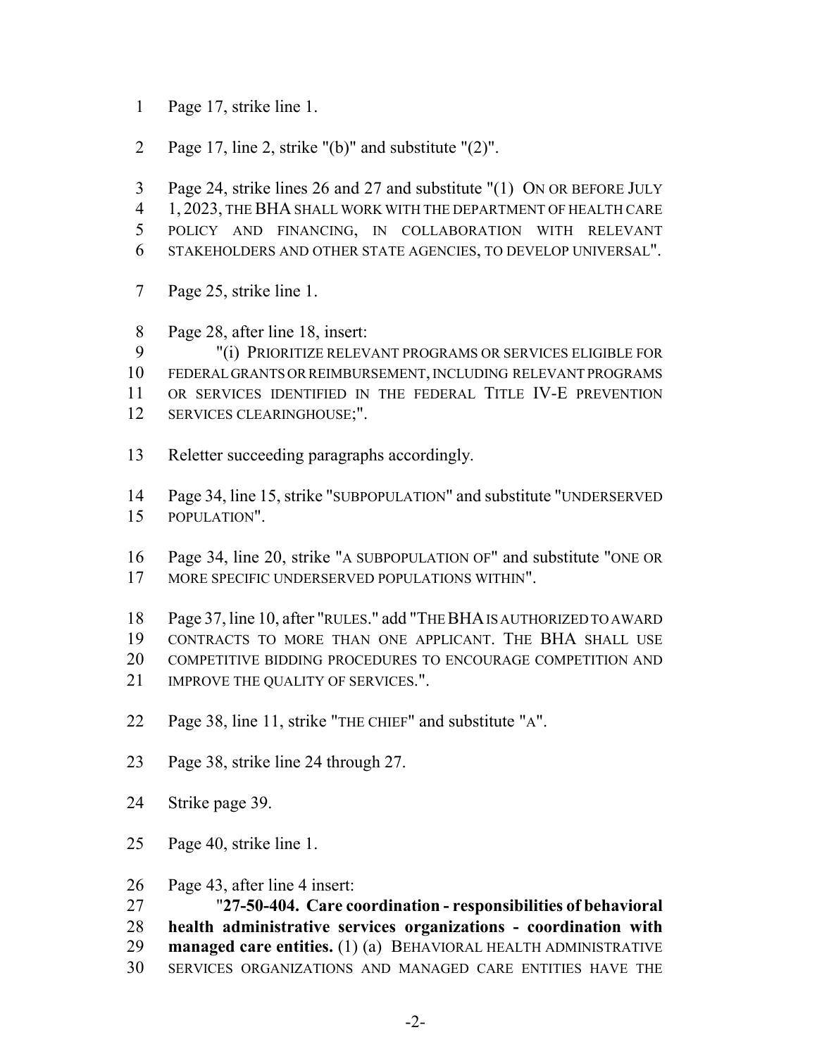Page 17, strike line 1.

Page 17, line 2, strike "(b)" and substitute "(2)".

Page 24, strike lines 26 and 27 and substitute "(1) ON OR BEFORE JULY 1, 2023, THE BHA SHALL WORK WITH THE DEPARTMENT OF HEALTH CARE POLICY AND FINANCING, IN COLLABORATION WITH RELEVANT STAKEHOLDERS AND OTHER STATE AGENCIES, TO DEVELOP UNIVERSAL".

Page 25, strike line 1.

Page 28, after line 18, insert:

"(i) PRIORITIZE RELEVANT PROGRAMS OR SERVICES ELIGIBLE FOR FEDERAL GRANTS OR REIMBURSEMENT, INCLUDING RELEVANT PROGRAMS OR SERVICES IDENTIFIED IN THE FEDERAL TITLE IV-E PREVENTION SERVICES CLEARINGHOUSE;".

Reletter succeeding paragraphs accordingly.

Page 34, line 15, strike "SUBPOPULATION" and substitute "UNDERSERVED POPULATION".

Page 34, line 20, strike "A SUBPOPULATION OF" and substitute "ONE OR MORE SPECIFIC UNDERSERVED POPULATIONS WITHIN".

Page 37, line 10, after "RULES." add "THE BHA IS AUTHORIZED TO AWARD CONTRACTS TO MORE THAN ONE APPLICANT. THE BHA SHALL USE COMPETITIVE BIDDING PROCEDURES TO ENCOURAGE COMPETITION AND IMPROVE THE QUALITY OF SERVICES.".

Page 38, line 11, strike "THE CHIEF" and substitute "A".

Page 38, strike line 24 through 27.

Strike page 39.

Page 40, strike line 1.

Page 43, after line 4 insert:

"**27-50-404. Care coordination - responsibilities of behavioral health administrative services organizations - coordination with managed care entities.** (1) (a) BEHAVIORAL HEALTH ADMINISTRATIVE SERVICES ORGANIZATIONS AND MANAGED CARE ENTITIES HAVE THE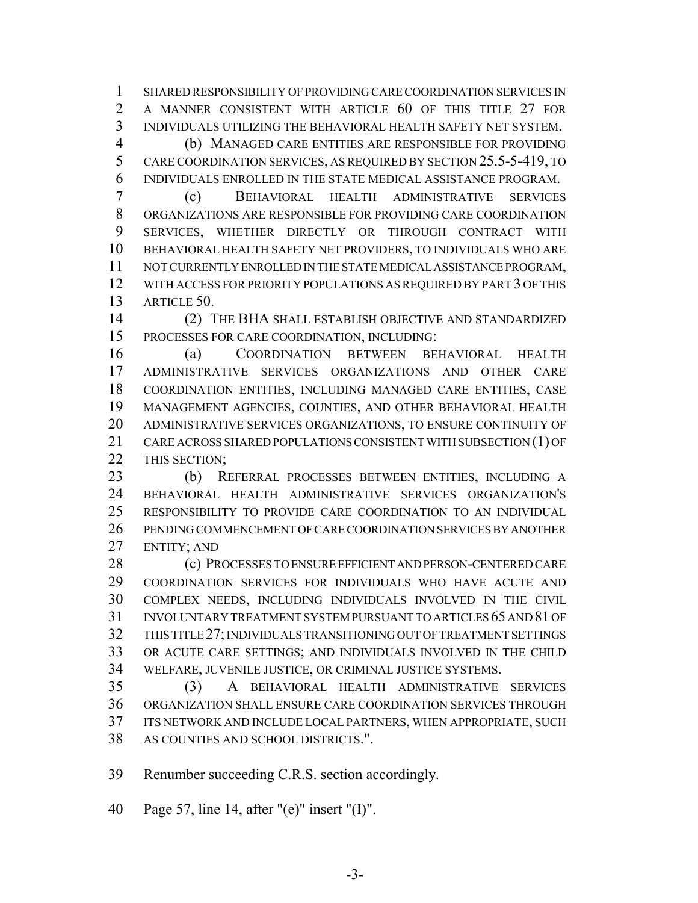SHARED RESPONSIBILITY OF PROVIDING CARE COORDINATION SERVICES IN A MANNER CONSISTENT WITH ARTICLE 60 OF THIS TITLE 27 FOR INDIVIDUALS UTILIZING THE BEHAVIORAL HEALTH SAFETY NET SYSTEM.

(b) MANAGED CARE ENTITIES ARE RESPONSIBLE FOR PROVIDING CARE COORDINATION SERVICES, AS REQUIRED BY SECTION 25.5-5-419, TO INDIVIDUALS ENROLLED IN THE STATE MEDICAL ASSISTANCE PROGRAM.

(c) BEHAVIORAL HEALTH ADMINISTRATIVE SERVICES ORGANIZATIONS ARE RESPONSIBLE FOR PROVIDING CARE COORDINATION SERVICES, WHETHER DIRECTLY OR THROUGH CONTRACT WITH BEHAVIORAL HEALTH SAFETY NET PROVIDERS, TO INDIVIDUALS WHO ARE NOT CURRENTLY ENROLLED IN THE STATE MEDICAL ASSISTANCE PROGRAM, WITH ACCESS FOR PRIORITY POPULATIONS AS REQUIRED BY PART 3 OF THIS ARTICLE 50.

(2) THE BHA SHALL ESTABLISH OBJECTIVE AND STANDARDIZED PROCESSES FOR CARE COORDINATION, INCLUDING:

(a) COORDINATION BETWEEN BEHAVIORAL HEALTH ADMINISTRATIVE SERVICES ORGANIZATIONS AND OTHER CARE COORDINATION ENTITIES, INCLUDING MANAGED CARE ENTITIES, CASE MANAGEMENT AGENCIES, COUNTIES, AND OTHER BEHAVIORAL HEALTH ADMINISTRATIVE SERVICES ORGANIZATIONS, TO ENSURE CONTINUITY OF CARE ACROSS SHARED POPULATIONS CONSISTENT WITH SUBSECTION (1) OF THIS SECTION;

(b) REFERRAL PROCESSES BETWEEN ENTITIES, INCLUDING A BEHAVIORAL HEALTH ADMINISTRATIVE SERVICES ORGANIZATION'S RESPONSIBILITY TO PROVIDE CARE COORDINATION TO AN INDIVIDUAL PENDING COMMENCEMENT OF CARE COORDINATION SERVICES BY ANOTHER ENTITY; AND

(c) PROCESSES TO ENSURE EFFICIENT AND PERSON-CENTERED CARE COORDINATION SERVICES FOR INDIVIDUALS WHO HAVE ACUTE AND COMPLEX NEEDS, INCLUDING INDIVIDUALS INVOLVED IN THE CIVIL INVOLUNTARY TREATMENT SYSTEM PURSUANT TO ARTICLES 65 AND 81 OF THIS TITLE 27; INDIVIDUALS TRANSITIONING OUT OF TREATMENT SETTINGS OR ACUTE CARE SETTINGS; AND INDIVIDUALS INVOLVED IN THE CHILD WELFARE, JUVENILE JUSTICE, OR CRIMINAL JUSTICE SYSTEMS.

(3) A BEHAVIORAL HEALTH ADMINISTRATIVE SERVICES ORGANIZATION SHALL ENSURE CARE COORDINATION SERVICES THROUGH ITS NETWORK AND INCLUDE LOCAL PARTNERS, WHEN APPROPRIATE, SUCH AS COUNTIES AND SCHOOL DISTRICTS.".

Renumber succeeding C.R.S. section accordingly.

Page 57, line 14, after "(e)" insert "(I)".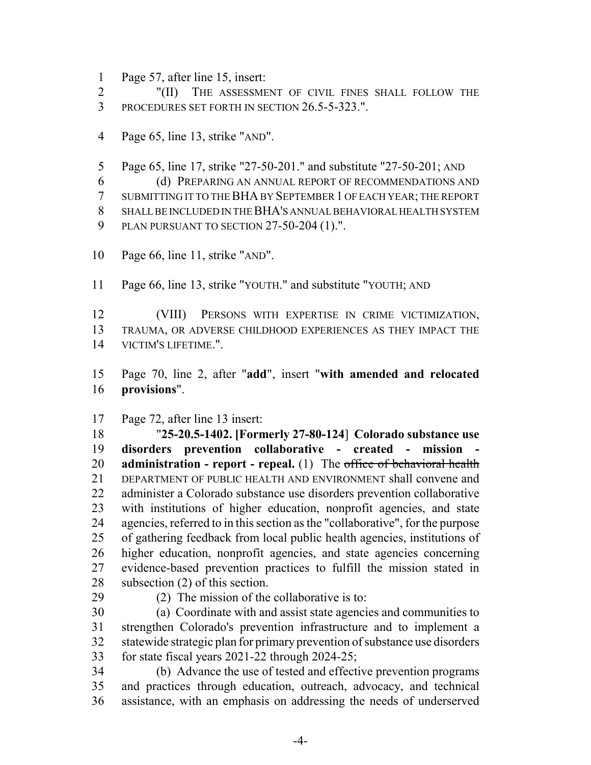Page 57, after line 15, insert:

"(II) THE ASSESSMENT OF CIVIL FINES SHALL FOLLOW THE PROCEDURES SET FORTH IN SECTION 26.5-5-323.".

Page 65, line 13, strike "AND".

Page 65, line 17, strike "27-50-201." and substitute "27-50-201; AND

(d) PREPARING AN ANNUAL REPORT OF RECOMMENDATIONS AND SUBMITTING IT TO THE BHA BY SEPTEMBER 1 OF EACH YEAR; THE REPORT SHALL BE INCLUDED IN THE BHA'S ANNUAL BEHAVIORAL HEALTH SYSTEM PLAN PURSUANT TO SECTION 27-50-204 (1).".

Page 66, line 11, strike "AND".

Page 66, line 13, strike "YOUTH." and substitute "YOUTH; AND

(VIII) PERSONS WITH EXPERTISE IN CRIME VICTIMIZATION, TRAUMA, OR ADVERSE CHILDHOOD EXPERIENCES AS THEY IMPACT THE VICTIM'S LIFETIME.".

Page 70, line 2, after "**add**", insert "**with amended and relocated provisions**".

Page 72, after line 13 insert:

"**25-20.5-1402. [Formerly 27-80-124] Colorado substance use disorders prevention collaborative - created - mission - administration - report - repeal.** (1) The ~~office of behavioral health~~ DEPARTMENT OF PUBLIC HEALTH AND ENVIRONMENT shall convene and administer a Colorado substance use disorders prevention collaborative with institutions of higher education, nonprofit agencies, and state agencies, referred to in this section as the "collaborative", for the purpose of gathering feedback from local public health agencies, institutions of higher education, nonprofit agencies, and state agencies concerning evidence-based prevention practices to fulfill the mission stated in subsection (2) of this section.

(2) The mission of the collaborative is to:

(a) Coordinate with and assist state agencies and communities to strengthen Colorado's prevention infrastructure and to implement a statewide strategic plan for primary prevention of substance use disorders for state fiscal years 2021-22 through 2024-25;

(b) Advance the use of tested and effective prevention programs and practices through education, outreach, advocacy, and technical assistance, with an emphasis on addressing the needs of underserved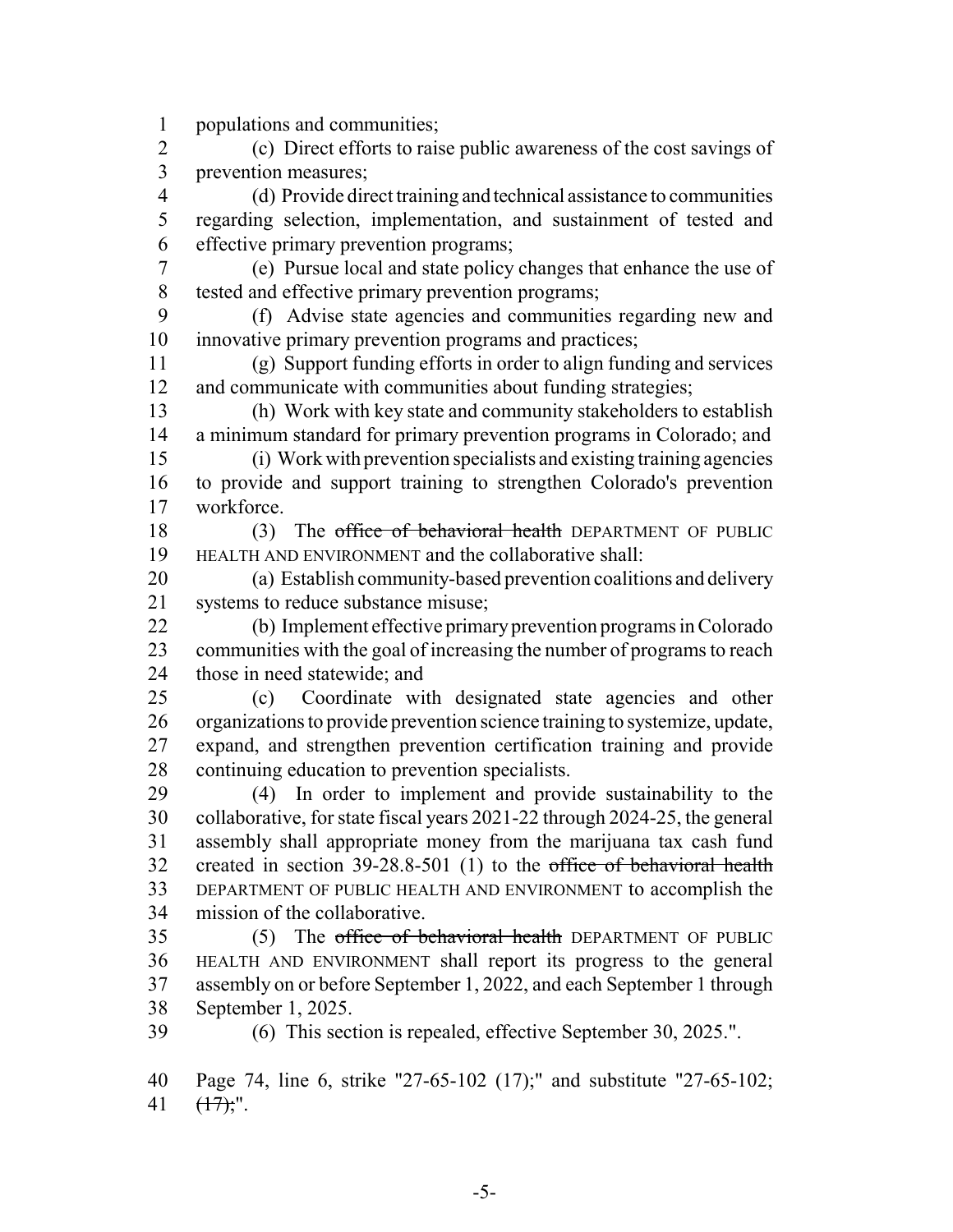populations and communities;

(c) Direct efforts to raise public awareness of the cost savings of prevention measures;

(d) Provide direct training and technical assistance to communities regarding selection, implementation, and sustainment of tested and effective primary prevention programs;

(e) Pursue local and state policy changes that enhance the use of tested and effective primary prevention programs;

(f) Advise state agencies and communities regarding new and innovative primary prevention programs and practices;

(g) Support funding efforts in order to align funding and services and communicate with communities about funding strategies;

(h) Work with key state and community stakeholders to establish a minimum standard for primary prevention programs in Colorado; and

(i) Work with prevention specialists and existing training agencies to provide and support training to strengthen Colorado's prevention workforce.

(3) The ~~office of behavioral health~~ DEPARTMENT OF PUBLIC HEALTH AND ENVIRONMENT and the collaborative shall:

(a) Establish community-based prevention coalitions and delivery systems to reduce substance misuse;

(b) Implement effective primary prevention programs in Colorado communities with the goal of increasing the number of programs to reach those in need statewide; and

(c) Coordinate with designated state agencies and other organizations to provide prevention science training to systemize, update, expand, and strengthen prevention certification training and provide continuing education to prevention specialists.

(4) In order to implement and provide sustainability to the collaborative, for state fiscal years 2021-22 through 2024-25, the general assembly shall appropriate money from the marijuana tax cash fund created in section 39-28.8-501 (1) to the ~~office of behavioral health~~ DEPARTMENT OF PUBLIC HEALTH AND ENVIRONMENT to accomplish the mission of the collaborative.

(5) The ~~office of behavioral health~~ DEPARTMENT OF PUBLIC HEALTH AND ENVIRONMENT shall report its progress to the general assembly on or before September 1, 2022, and each September 1 through September 1, 2025.

(6) This section is repealed, effective September 30, 2025.".

Page 74, line 6, strike "27-65-102 (17);" and substitute "27-65-102; ~~(17)~~;".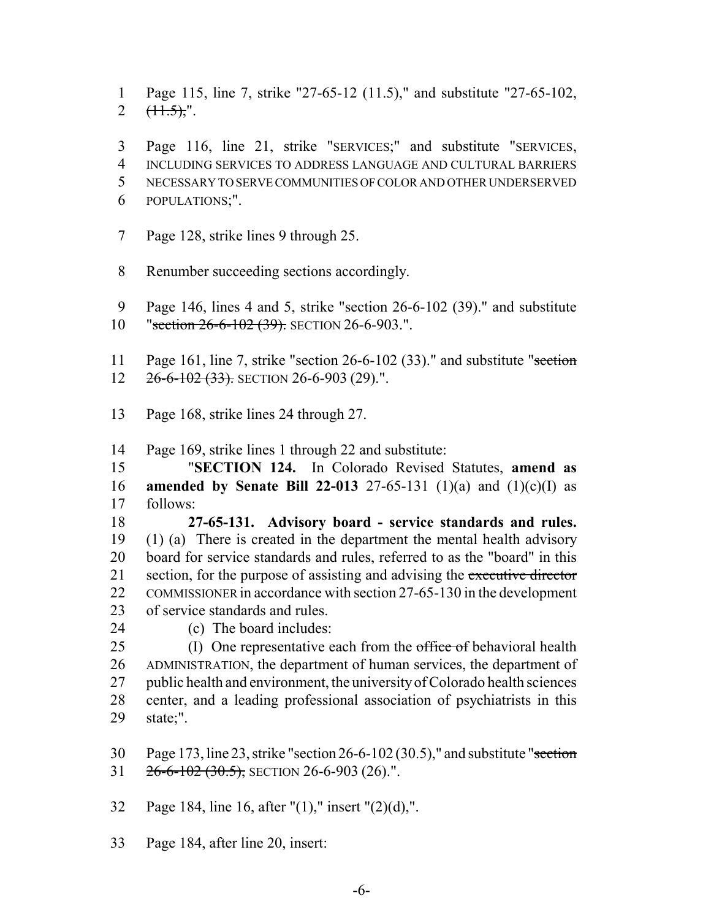Page 115, line 7, strike "27-65-12 (11.5)," and substitute "27-65-102, ~~(11.5),~~".

Page 116, line 21, strike "SERVICES;" and substitute "SERVICES, INCLUDING SERVICES TO ADDRESS LANGUAGE AND CULTURAL BARRIERS NECESSARY TO SERVE COMMUNITIES OF COLOR AND OTHER UNDERSERVED POPULATIONS;".

Page 128, strike lines 9 through 25.

Renumber succeeding sections accordingly.

Page 146, lines 4 and 5, strike "section 26-6-102 (39)." and substitute "~~section 26-6-102 (39).~~ SECTION 26-6-903.".

Page 161, line 7, strike "section 26-6-102 (33)." and substitute "~~section 26-6-102 (33).~~ SECTION 26-6-903 (29).".

Page 168, strike lines 24 through 27.

Page 169, strike lines 1 through 22 and substitute:

"**SECTION 124.** In Colorado Revised Statutes, **amend as amended by Senate Bill 22-013** 27-65-131 (1)(a) and (1)(c)(I) as follows:

**27-65-131. Advisory board - service standards and rules.** (1) (a) There is created in the department the mental health advisory board for service standards and rules, referred to as the "board" in this section, for the purpose of assisting and advising the ~~executive director~~ COMMISSIONER in accordance with section 27-65-130 in the development of service standards and rules.

(c) The board includes:

(I) One representative each from the ~~office of~~ behavioral health ADMINISTRATION, the department of human services, the department of public health and environment, the university of Colorado health sciences center, and a leading professional association of psychiatrists in this state;".

Page 173, line 23, strike "section 26-6-102 (30.5)," and substitute "~~section 26-6-102 (30.5),~~ SECTION 26-6-903 (26).".

Page 184, line 16, after "(1)," insert "(2)(d),".

Page 184, after line 20, insert: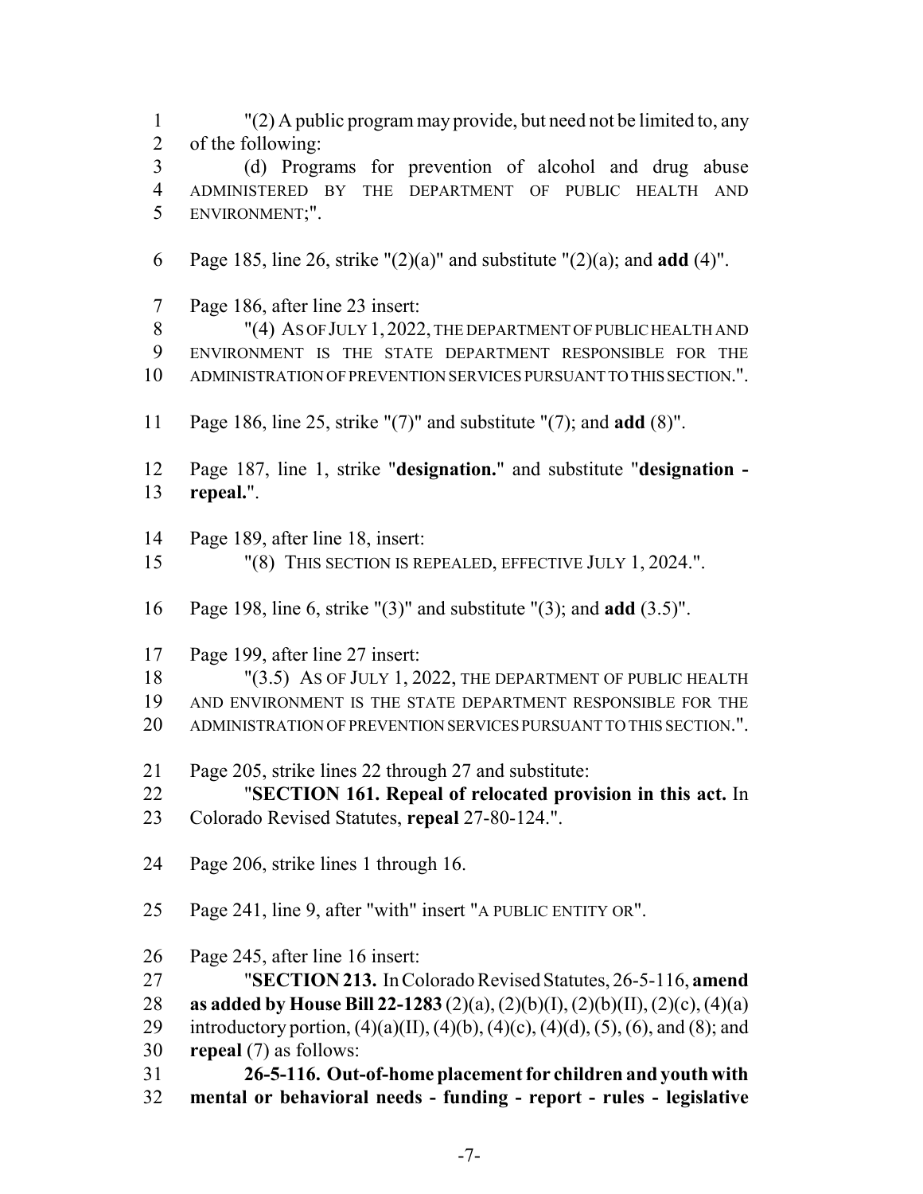"(2) A public program may provide, but need not be limited to, any of the following:

(d) Programs for prevention of alcohol and drug abuse ADMINISTERED BY THE DEPARTMENT OF PUBLIC HEALTH AND ENVIRONMENT;".

Page 185, line 26, strike "(2)(a)" and substitute "(2)(a); and **add** (4)".

Page 186, after line 23 insert:

"(4) AS OF JULY 1, 2022, THE DEPARTMENT OF PUBLIC HEALTH AND ENVIRONMENT IS THE STATE DEPARTMENT RESPONSIBLE FOR THE ADMINISTRATION OF PREVENTION SERVICES PURSUANT TO THIS SECTION.".

Page 186, line 25, strike "(7)" and substitute "(7); and **add** (8)".

Page 187, line 1, strike "**designation.**" and substitute "**designation - repeal.**".

Page 189, after line 18, insert:

"(8) THIS SECTION IS REPEALED, EFFECTIVE JULY 1, 2024.".

Page 198, line 6, strike "(3)" and substitute "(3); and **add** (3.5)".

Page 199, after line 27 insert:

"(3.5) AS OF JULY 1, 2022, THE DEPARTMENT OF PUBLIC HEALTH AND ENVIRONMENT IS THE STATE DEPARTMENT RESPONSIBLE FOR THE ADMINISTRATION OF PREVENTION SERVICES PURSUANT TO THIS SECTION.".

Page 205, strike lines 22 through 27 and substitute:

"**SECTION 161. Repeal of relocated provision in this act.** In Colorado Revised Statutes, **repeal** 27-80-124.".

Page 206, strike lines 1 through 16.

Page 241, line 9, after "with" insert "A PUBLIC ENTITY OR".

Page 245, after line 16 insert:

"**SECTION 213.** In Colorado Revised Statutes, 26-5-116, **amend as added by House Bill 22-1283** (2)(a), (2)(b)(I), (2)(b)(II), (2)(c), (4)(a) introductory portion, (4)(a)(II), (4)(b), (4)(c), (4)(d), (5), (6), and (8); and **repeal** (7) as follows:

**26-5-116. Out-of-home placement for children and youth with mental or behavioral needs - funding - report - rules - legislative**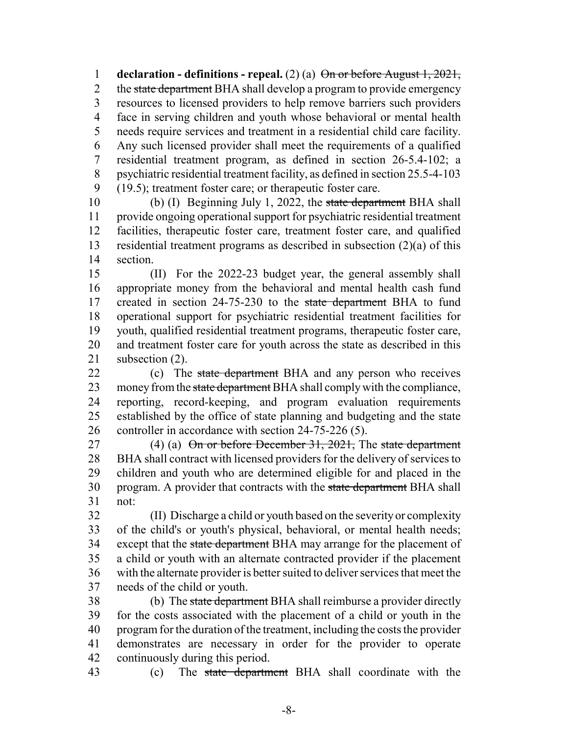**declaration - definitions - repeal.** (2) (a) ~~On or before August 1, 2021,~~ the ~~state department~~ BHA shall develop a program to provide emergency resources to licensed providers to help remove barriers such providers face in serving children and youth whose behavioral or mental health needs require services and treatment in a residential child care facility. Any such licensed provider shall meet the requirements of a qualified residential treatment program, as defined in section 26-5.4-102; a psychiatric residential treatment facility, as defined in section 25.5-4-103 (19.5); treatment foster care; or therapeutic foster care.

(b) (I) Beginning July 1, 2022, the ~~state department~~ BHA shall provide ongoing operational support for psychiatric residential treatment facilities, therapeutic foster care, treatment foster care, and qualified residential treatment programs as described in subsection (2)(a) of this section.

(II) For the 2022-23 budget year, the general assembly shall appropriate money from the behavioral and mental health cash fund created in section 24-75-230 to the ~~state department~~ BHA to fund operational support for psychiatric residential treatment facilities for youth, qualified residential treatment programs, therapeutic foster care, and treatment foster care for youth across the state as described in this subsection (2).

(c) The ~~state department~~ BHA and any person who receives money from the ~~state department~~ BHA shall comply with the compliance, reporting, record-keeping, and program evaluation requirements established by the office of state planning and budgeting and the state controller in accordance with section 24-75-226 (5).

(4) (a) ~~On or before December 31, 2021,~~ The ~~state department~~ BHA shall contract with licensed providers for the delivery of services to children and youth who are determined eligible for and placed in the program. A provider that contracts with the ~~state department~~ BHA shall not:

(II) Discharge a child or youth based on the severity or complexity of the child's or youth's physical, behavioral, or mental health needs; except that the ~~state department~~ BHA may arrange for the placement of a child or youth with an alternate contracted provider if the placement with the alternate provider is better suited to deliver services that meet the needs of the child or youth.

(b) The ~~state department~~ BHA shall reimburse a provider directly for the costs associated with the placement of a child or youth in the program for the duration of the treatment, including the costs the provider demonstrates are necessary in order for the provider to operate continuously during this period.

(c) The ~~state department~~ BHA shall coordinate with the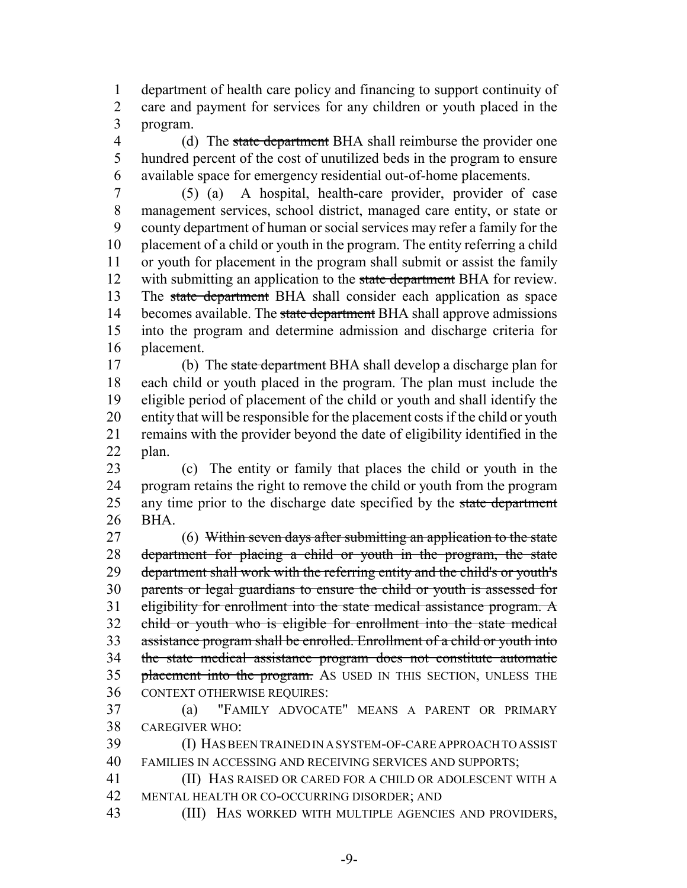department of health care policy and financing to support continuity of care and payment for services for any children or youth placed in the program.

(d) The ~~state department~~ BHA shall reimburse the provider one hundred percent of the cost of unutilized beds in the program to ensure available space for emergency residential out-of-home placements.

(5) (a) A hospital, health-care provider, provider of case management services, school district, managed care entity, or state or county department of human or social services may refer a family for the placement of a child or youth in the program. The entity referring a child or youth for placement in the program shall submit or assist the family with submitting an application to the ~~state department~~ BHA for review. The ~~state department~~ BHA shall consider each application as space becomes available. The ~~state department~~ BHA shall approve admissions into the program and determine admission and discharge criteria for placement.

(b) The ~~state department~~ BHA shall develop a discharge plan for each child or youth placed in the program. The plan must include the eligible period of placement of the child or youth and shall identify the entity that will be responsible for the placement costs if the child or youth remains with the provider beyond the date of eligibility identified in the plan.

(c) The entity or family that places the child or youth in the program retains the right to remove the child or youth from the program any time prior to the discharge date specified by the ~~state department~~ BHA.

(6) ~~Within seven days after submitting an application to the state department for placing a child or youth in the program, the state department shall work with the referring entity and the child's or youth's parents or legal guardians to ensure the child or youth is assessed for eligibility for enrollment into the state medical assistance program. A child or youth who is eligible for enrollment into the state medical assistance program shall be enrolled. Enrollment of a child or youth into the state medical assistance program does not constitute automatic placement into the program.~~ AS USED IN THIS SECTION, UNLESS THE CONTEXT OTHERWISE REQUIRES:

(a) "FAMILY ADVOCATE" MEANS A PARENT OR PRIMARY CAREGIVER WHO:

(I) HAS BEEN TRAINED IN A SYSTEM-OF-CARE APPROACH TO ASSIST FAMILIES IN ACCESSING AND RECEIVING SERVICES AND SUPPORTS;

(II) HAS RAISED OR CARED FOR A CHILD OR ADOLESCENT WITH A MENTAL HEALTH OR CO-OCCURRING DISORDER; AND

(III) HAS WORKED WITH MULTIPLE AGENCIES AND PROVIDERS,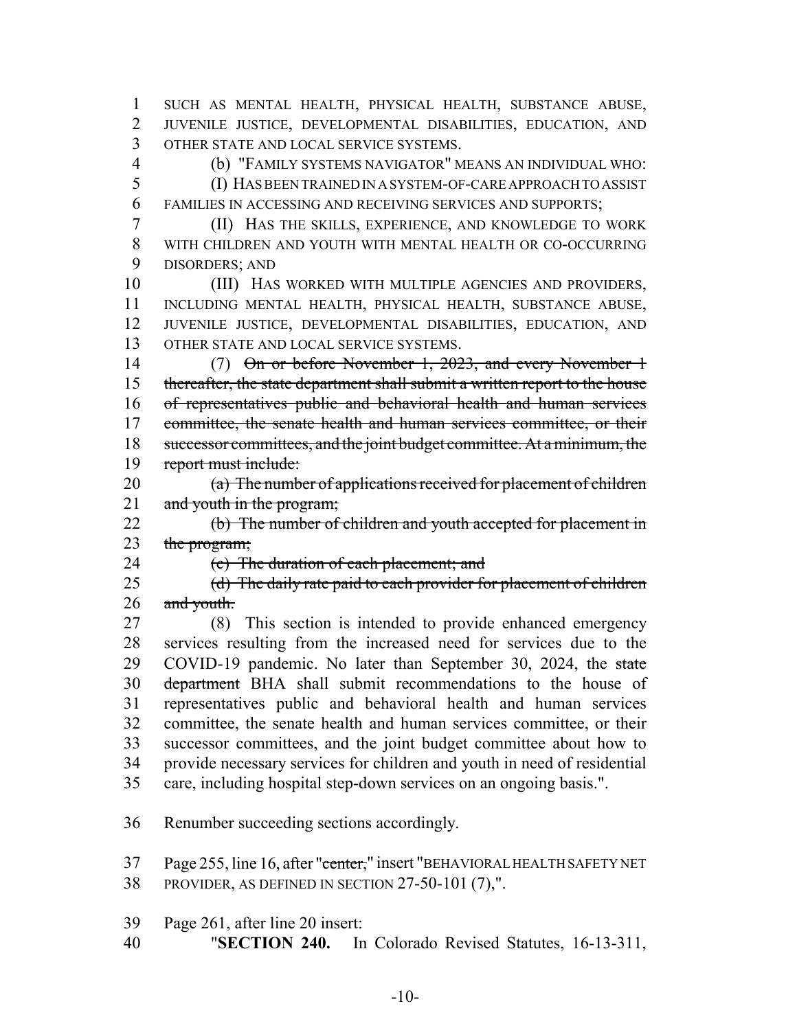SUCH AS MENTAL HEALTH, PHYSICAL HEALTH, SUBSTANCE ABUSE, JUVENILE JUSTICE, DEVELOPMENTAL DISABILITIES, EDUCATION, AND OTHER STATE AND LOCAL SERVICE SYSTEMS.

(b) "FAMILY SYSTEMS NAVIGATOR" MEANS AN INDIVIDUAL WHO:

(I) HAS BEEN TRAINED IN A SYSTEM-OF-CARE APPROACH TO ASSIST FAMILIES IN ACCESSING AND RECEIVING SERVICES AND SUPPORTS;

(II) HAS THE SKILLS, EXPERIENCE, AND KNOWLEDGE TO WORK WITH CHILDREN AND YOUTH WITH MENTAL HEALTH OR CO-OCCURRING DISORDERS; AND

(III) HAS WORKED WITH MULTIPLE AGENCIES AND PROVIDERS, INCLUDING MENTAL HEALTH, PHYSICAL HEALTH, SUBSTANCE ABUSE, JUVENILE JUSTICE, DEVELOPMENTAL DISABILITIES, EDUCATION, AND OTHER STATE AND LOCAL SERVICE SYSTEMS.

(7) ~~On or before November 1, 2023, and every November 1 thereafter, the state department shall submit a written report to the house of representatives public and behavioral health and human services committee, the senate health and human services committee, or their successor committees, and the joint budget committee. At a minimum, the report must include:~~

~~(a) The number of applications received for placement of children and youth in the program;~~

~~(b) The number of children and youth accepted for placement in the program;~~

~~(c) The duration of each placement; and~~

~~(d) The daily rate paid to each provider for placement of children and youth.~~

(8) This section is intended to provide enhanced emergency services resulting from the increased need for services due to the COVID-19 pandemic. No later than September 30, 2024, the ~~state department~~ BHA shall submit recommendations to the house of representatives public and behavioral health and human services committee, the senate health and human services committee, or their successor committees, and the joint budget committee about how to provide necessary services for children and youth in need of residential care, including hospital step-down services on an ongoing basis.".

Renumber succeeding sections accordingly.

Page 255, line 16, after "~~center,~~" insert "BEHAVIORAL HEALTH SAFETY NET PROVIDER, AS DEFINED IN SECTION 27-50-101 (7),".

Page 261, after line 20 insert:

"**SECTION 240.** In Colorado Revised Statutes, 16-13-311,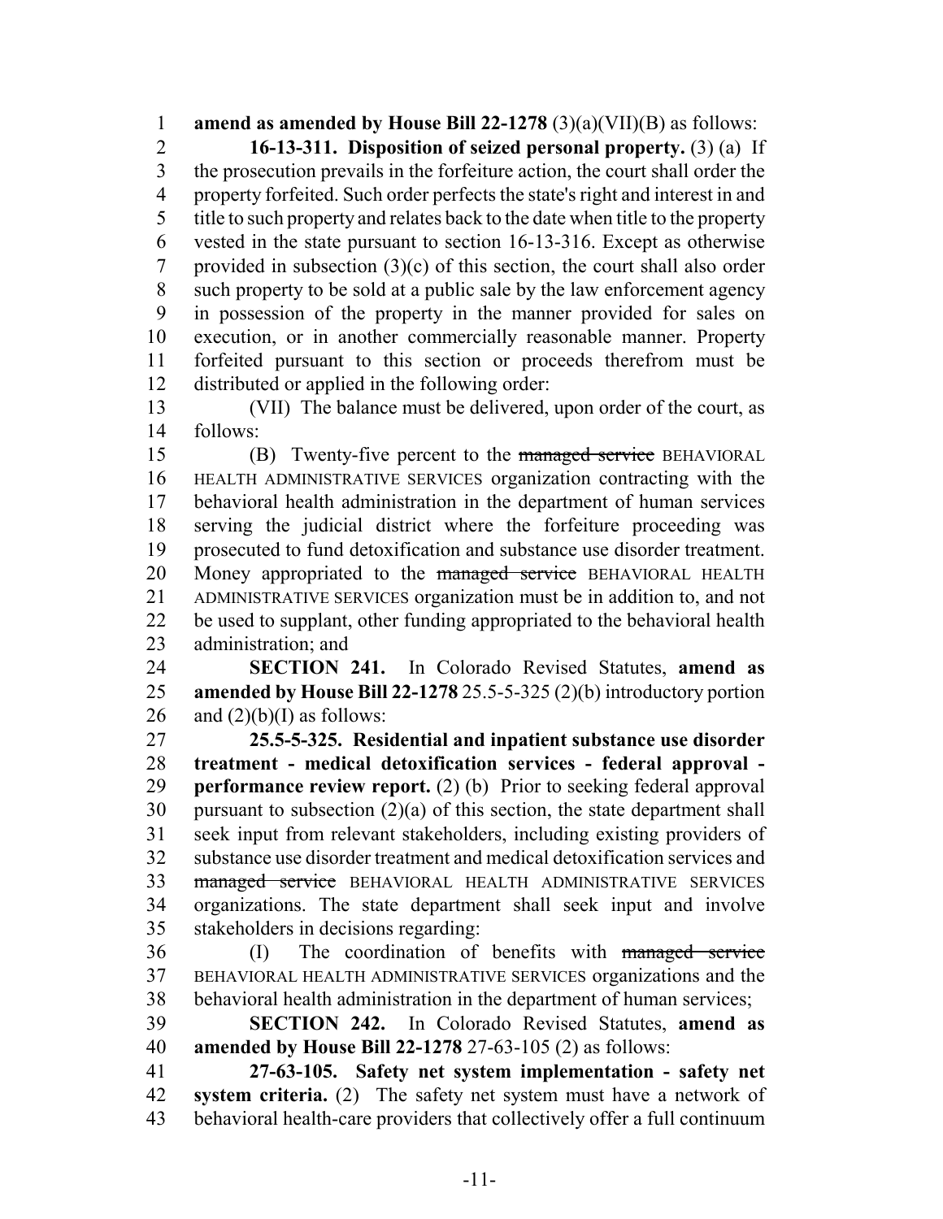**amend as amended by House Bill 22-1278** (3)(a)(VII)(B) as follows:

**16-13-311. Disposition of seized personal property.** (3) (a) If the prosecution prevails in the forfeiture action, the court shall order the property forfeited. Such order perfects the state's right and interest in and title to such property and relates back to the date when title to the property vested in the state pursuant to section 16-13-316. Except as otherwise provided in subsection (3)(c) of this section, the court shall also order such property to be sold at a public sale by the law enforcement agency in possession of the property in the manner provided for sales on execution, or in another commercially reasonable manner. Property forfeited pursuant to this section or proceeds therefrom must be distributed or applied in the following order:

(VII) The balance must be delivered, upon order of the court, as follows:

(B) Twenty-five percent to the ~~managed service~~ BEHAVIORAL HEALTH ADMINISTRATIVE SERVICES organization contracting with the behavioral health administration in the department of human services serving the judicial district where the forfeiture proceeding was prosecuted to fund detoxification and substance use disorder treatment. Money appropriated to the ~~managed service~~ BEHAVIORAL HEALTH ADMINISTRATIVE SERVICES organization must be in addition to, and not be used to supplant, other funding appropriated to the behavioral health administration; and

**SECTION 241.** In Colorado Revised Statutes, **amend as amended by House Bill 22-1278** 25.5-5-325 (2)(b) introductory portion and (2)(b)(I) as follows:

**25.5-5-325. Residential and inpatient substance use disorder treatment - medical detoxification services - federal approval - performance review report.** (2) (b) Prior to seeking federal approval pursuant to subsection (2)(a) of this section, the state department shall seek input from relevant stakeholders, including existing providers of substance use disorder treatment and medical detoxification services and ~~managed service~~ BEHAVIORAL HEALTH ADMINISTRATIVE SERVICES organizations. The state department shall seek input and involve stakeholders in decisions regarding:

(I) The coordination of benefits with ~~managed service~~ BEHAVIORAL HEALTH ADMINISTRATIVE SERVICES organizations and the behavioral health administration in the department of human services;

**SECTION 242.** In Colorado Revised Statutes, **amend as amended by House Bill 22-1278** 27-63-105 (2) as follows:

**27-63-105. Safety net system implementation - safety net system criteria.** (2) The safety net system must have a network of behavioral health-care providers that collectively offer a full continuum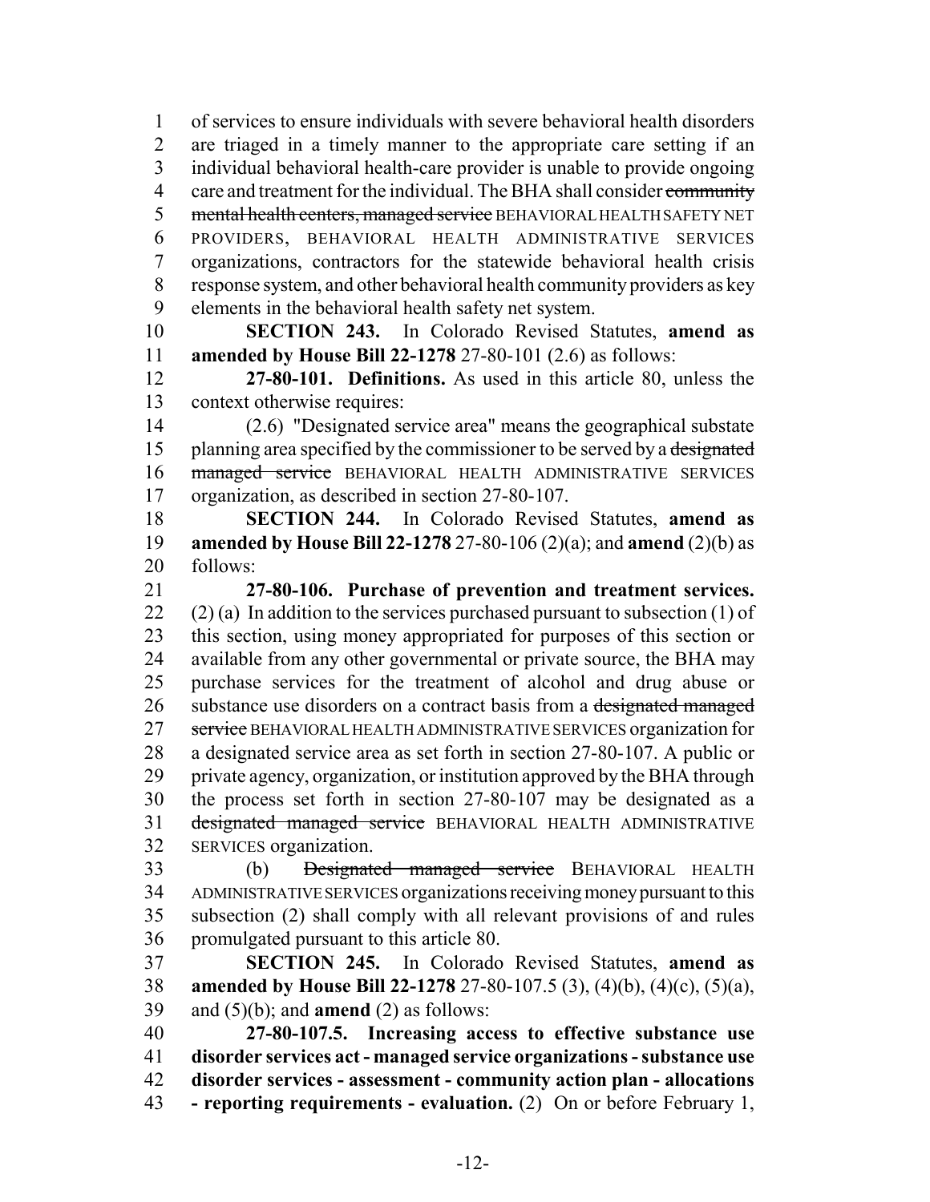of services to ensure individuals with severe behavioral health disorders are triaged in a timely manner to the appropriate care setting if an individual behavioral health-care provider is unable to provide ongoing care and treatment for the individual. The BHA shall consider ~~community mental health centers, managed service~~ BEHAVIORAL HEALTH SAFETY NET PROVIDERS, BEHAVIORAL HEALTH ADMINISTRATIVE SERVICES organizations, contractors for the statewide behavioral health crisis response system, and other behavioral health community providers as key elements in the behavioral health safety net system.

**SECTION 243.** In Colorado Revised Statutes, **amend as amended by House Bill 22-1278** 27-80-101 (2.6) as follows:

**27-80-101. Definitions.** As used in this article 80, unless the context otherwise requires:

(2.6) "Designated service area" means the geographical substate planning area specified by the commissioner to be served by a ~~designated managed service~~ BEHAVIORAL HEALTH ADMINISTRATIVE SERVICES organization, as described in section 27-80-107.

**SECTION 244.** In Colorado Revised Statutes, **amend as amended by House Bill 22-1278** 27-80-106 (2)(a); and **amend** (2)(b) as follows:

**27-80-106. Purchase of prevention and treatment services.** (2) (a) In addition to the services purchased pursuant to subsection (1) of this section, using money appropriated for purposes of this section or available from any other governmental or private source, the BHA may purchase services for the treatment of alcohol and drug abuse or substance use disorders on a contract basis from a ~~designated managed service~~ BEHAVIORAL HEALTH ADMINISTRATIVE SERVICES organization for a designated service area as set forth in section 27-80-107. A public or private agency, organization, or institution approved by the BHA through the process set forth in section 27-80-107 may be designated as a ~~designated managed service~~ BEHAVIORAL HEALTH ADMINISTRATIVE SERVICES organization.

(b) ~~Designated managed service~~ BEHAVIORAL HEALTH ADMINISTRATIVE SERVICES organizations receiving money pursuant to this subsection (2) shall comply with all relevant provisions of and rules promulgated pursuant to this article 80.

**SECTION 245.** In Colorado Revised Statutes, **amend as amended by House Bill 22-1278** 27-80-107.5 (3), (4)(b), (4)(c), (5)(a), and (5)(b); and **amend** (2) as follows:

**27-80-107.5. Increasing access to effective substance use disorder services act - managed service organizations - substance use disorder services - assessment - community action plan - allocations - reporting requirements - evaluation.** (2) On or before February 1,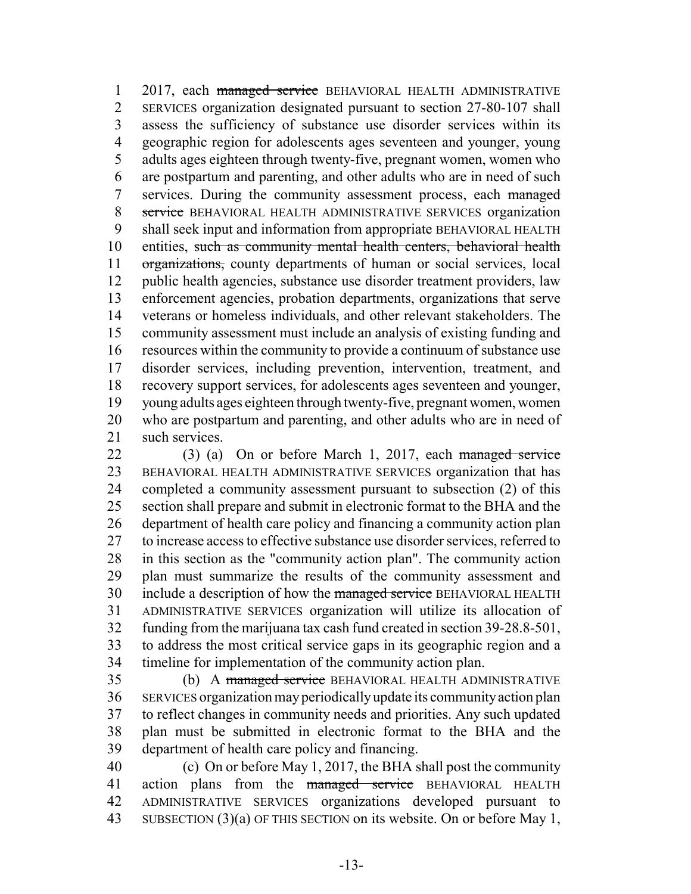2017, each ~~managed service~~ BEHAVIORAL HEALTH ADMINISTRATIVE SERVICES organization designated pursuant to section 27-80-107 shall assess the sufficiency of substance use disorder services within its geographic region for adolescents ages seventeen and younger, young adults ages eighteen through twenty-five, pregnant women, women who are postpartum and parenting, and other adults who are in need of such services. During the community assessment process, each ~~managed service~~ BEHAVIORAL HEALTH ADMINISTRATIVE SERVICES organization shall seek input and information from appropriate BEHAVIORAL HEALTH entities, ~~such as community mental health centers, behavioral health organizations,~~ county departments of human or social services, local public health agencies, substance use disorder treatment providers, law enforcement agencies, probation departments, organizations that serve veterans or homeless individuals, and other relevant stakeholders. The community assessment must include an analysis of existing funding and resources within the community to provide a continuum of substance use disorder services, including prevention, intervention, treatment, and recovery support services, for adolescents ages seventeen and younger, young adults ages eighteen through twenty-five, pregnant women, women who are postpartum and parenting, and other adults who are in need of such services.

(3) (a) On or before March 1, 2017, each ~~managed service~~ BEHAVIORAL HEALTH ADMINISTRATIVE SERVICES organization that has completed a community assessment pursuant to subsection (2) of this section shall prepare and submit in electronic format to the BHA and the department of health care policy and financing a community action plan to increase access to effective substance use disorder services, referred to in this section as the "community action plan". The community action plan must summarize the results of the community assessment and include a description of how the ~~managed service~~ BEHAVIORAL HEALTH ADMINISTRATIVE SERVICES organization will utilize its allocation of funding from the marijuana tax cash fund created in section 39-28.8-501, to address the most critical service gaps in its geographic region and a timeline for implementation of the community action plan.

(b) A ~~managed service~~ BEHAVIORAL HEALTH ADMINISTRATIVE SERVICES organization may periodically update its community action plan to reflect changes in community needs and priorities. Any such updated plan must be submitted in electronic format to the BHA and the department of health care policy and financing.

(c) On or before May 1, 2017, the BHA shall post the community action plans from the ~~managed service~~ BEHAVIORAL HEALTH ADMINISTRATIVE SERVICES organizations developed pursuant to SUBSECTION (3)(a) OF THIS SECTION on its website. On or before May 1,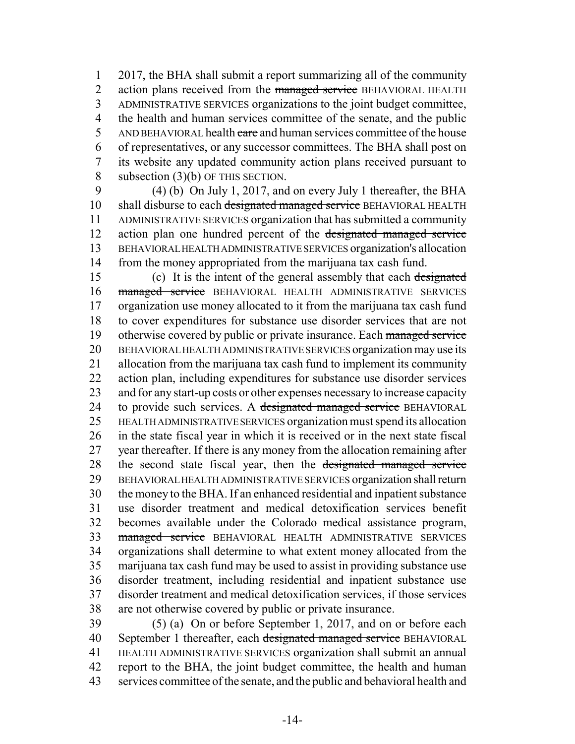2017, the BHA shall submit a report summarizing all of the community action plans received from the ~~managed service~~ BEHAVIORAL HEALTH ADMINISTRATIVE SERVICES organizations to the joint budget committee, the health and human services committee of the senate, and the public AND BEHAVIORAL health ~~care~~ and human services committee of the house of representatives, or any successor committees. The BHA shall post on its website any updated community action plans received pursuant to subsection (3)(b) OF THIS SECTION.

(4) (b) On July 1, 2017, and on every July 1 thereafter, the BHA shall disburse to each ~~designated managed service~~ BEHAVIORAL HEALTH ADMINISTRATIVE SERVICES organization that has submitted a community action plan one hundred percent of the ~~designated managed service~~ BEHAVIORAL HEALTH ADMINISTRATIVE SERVICES organization's allocation from the money appropriated from the marijuana tax cash fund.

(c) It is the intent of the general assembly that each ~~designated managed service~~ BEHAVIORAL HEALTH ADMINISTRATIVE SERVICES organization use money allocated to it from the marijuana tax cash fund to cover expenditures for substance use disorder services that are not otherwise covered by public or private insurance. Each ~~managed service~~ BEHAVIORAL HEALTH ADMINISTRATIVE SERVICES organization may use its allocation from the marijuana tax cash fund to implement its community action plan, including expenditures for substance use disorder services and for any start-up costs or other expenses necessary to increase capacity to provide such services. A ~~designated managed service~~ BEHAVIORAL HEALTH ADMINISTRATIVE SERVICES organization must spend its allocation in the state fiscal year in which it is received or in the next state fiscal year thereafter. If there is any money from the allocation remaining after the second state fiscal year, then the ~~designated managed service~~ BEHAVIORAL HEALTH ADMINISTRATIVE SERVICES organization shall return the money to the BHA. If an enhanced residential and inpatient substance use disorder treatment and medical detoxification services benefit becomes available under the Colorado medical assistance program, ~~managed service~~ BEHAVIORAL HEALTH ADMINISTRATIVE SERVICES organizations shall determine to what extent money allocated from the marijuana tax cash fund may be used to assist in providing substance use disorder treatment, including residential and inpatient substance use disorder treatment and medical detoxification services, if those services are not otherwise covered by public or private insurance.

(5) (a) On or before September 1, 2017, and on or before each September 1 thereafter, each ~~designated managed service~~ BEHAVIORAL HEALTH ADMINISTRATIVE SERVICES organization shall submit an annual report to the BHA, the joint budget committee, the health and human services committee of the senate, and the public and behavioral health and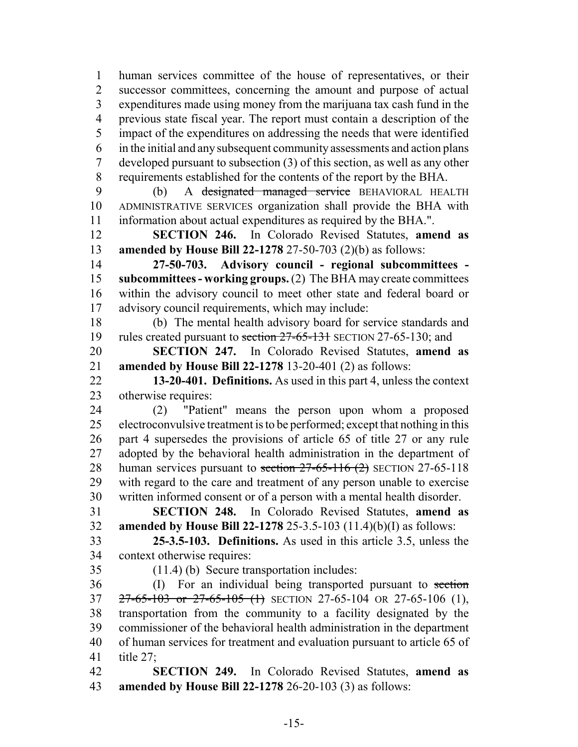human services committee of the house of representatives, or their successor committees, concerning the amount and purpose of actual expenditures made using money from the marijuana tax cash fund in the previous state fiscal year. The report must contain a description of the impact of the expenditures on addressing the needs that were identified in the initial and any subsequent community assessments and action plans developed pursuant to subsection (3) of this section, as well as any other requirements established for the contents of the report by the BHA.

(b) A ~~designated managed service~~ BEHAVIORAL HEALTH ADMINISTRATIVE SERVICES organization shall provide the BHA with information about actual expenditures as required by the BHA.".

**SECTION 246.** In Colorado Revised Statutes, **amend as amended by House Bill 22-1278** 27-50-703 (2)(b) as follows:

**27-50-703. Advisory council - regional subcommittees - subcommittees - working groups.** (2) The BHA may create committees within the advisory council to meet other state and federal board or advisory council requirements, which may include:

(b) The mental health advisory board for service standards and rules created pursuant to ~~section 27-65-131~~ SECTION 27-65-130; and

**SECTION 247.** In Colorado Revised Statutes, **amend as amended by House Bill 22-1278** 13-20-401 (2) as follows:

**13-20-401. Definitions.** As used in this part 4, unless the context otherwise requires:

(2) "Patient" means the person upon whom a proposed electroconvulsive treatment is to be performed; except that nothing in this part 4 supersedes the provisions of article 65 of title 27 or any rule adopted by the behavioral health administration in the department of human services pursuant to ~~section 27-65-116 (2)~~ SECTION 27-65-118 with regard to the care and treatment of any person unable to exercise written informed consent or of a person with a mental health disorder.

**SECTION 248.** In Colorado Revised Statutes, **amend as amended by House Bill 22-1278** 25-3.5-103 (11.4)(b)(I) as follows:

**25-3.5-103. Definitions.** As used in this article 3.5, unless the context otherwise requires:

(11.4) (b) Secure transportation includes:

(I) For an individual being transported pursuant to ~~section 27-65-103 or 27-65-105 (1)~~ SECTION 27-65-104 OR 27-65-106 (1), transportation from the community to a facility designated by the commissioner of the behavioral health administration in the department of human services for treatment and evaluation pursuant to article 65 of title 27;

**SECTION 249.** In Colorado Revised Statutes, **amend as amended by House Bill 22-1278** 26-20-103 (3) as follows: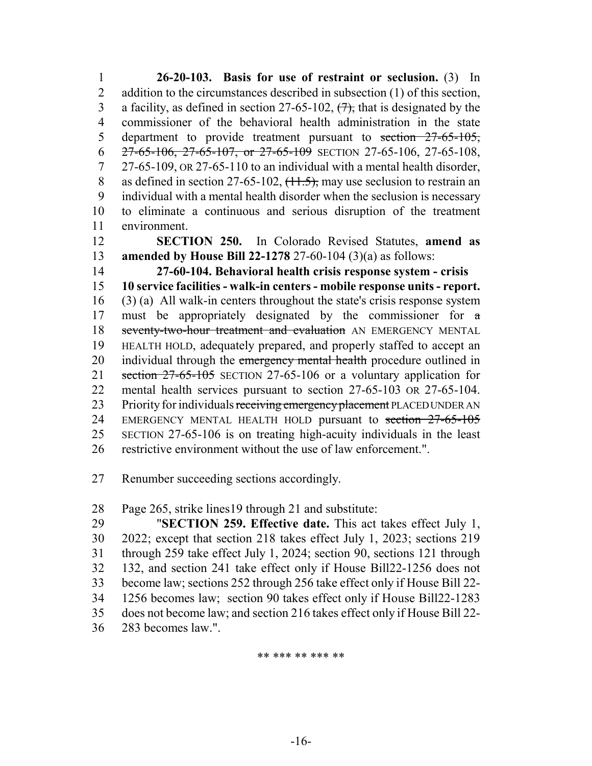**26-20-103. Basis for use of restraint or seclusion.** (3) In addition to the circumstances described in subsection (1) of this section, a facility, as defined in section 27-65-102, ~~(7),~~ that is designated by the commissioner of the behavioral health administration in the state department to provide treatment pursuant to ~~section 27-65-105, 27-65-106, 27-65-107, or 27-65-109~~ SECTION 27-65-106, 27-65-108, 27-65-109, OR 27-65-110 to an individual with a mental health disorder, as defined in section 27-65-102, ~~(11.5),~~ may use seclusion to restrain an individual with a mental health disorder when the seclusion is necessary to eliminate a continuous and serious disruption of the treatment environment.

**SECTION 250.** In Colorado Revised Statutes, **amend as amended by House Bill 22-1278** 27-60-104 (3)(a) as follows:

**27-60-104. Behavioral health crisis response system - crisis 10 service facilities - walk-in centers - mobile response units - report.** (3) (a) All walk-in centers throughout the state's crisis response system must be appropriately designated by the commissioner for ~~a seventy-two-hour treatment and evaluation~~ AN EMERGENCY MENTAL HEALTH HOLD, adequately prepared, and properly staffed to accept an individual through the ~~emergency mental health~~ procedure outlined in ~~section 27-65-105~~ SECTION 27-65-106 or a voluntary application for mental health services pursuant to section 27-65-103 OR 27-65-104. Priority for individuals ~~receiving emergency placement~~ PLACED UNDER AN EMERGENCY MENTAL HEALTH HOLD pursuant to ~~section 27-65-105~~ SECTION 27-65-106 is on treating high-acuity individuals in the least restrictive environment without the use of law enforcement.".

Renumber succeeding sections accordingly.

Page 265, strike lines19 through 21 and substitute:

"**SECTION 259. Effective date.** This act takes effect July 1, 2022; except that section 218 takes effect July 1, 2023; sections 219 through 259 take effect July 1, 2024; section 90, sections 121 through 132, and section 241 take effect only if House Bill22-1256 does not become law; sections 252 through 256 take effect only if House Bill 22-1256 becomes law; section 90 takes effect only if House Bill22-1283 does not become law; and section 216 takes effect only if House Bill 22-283 becomes law.".

** *** ** *** **